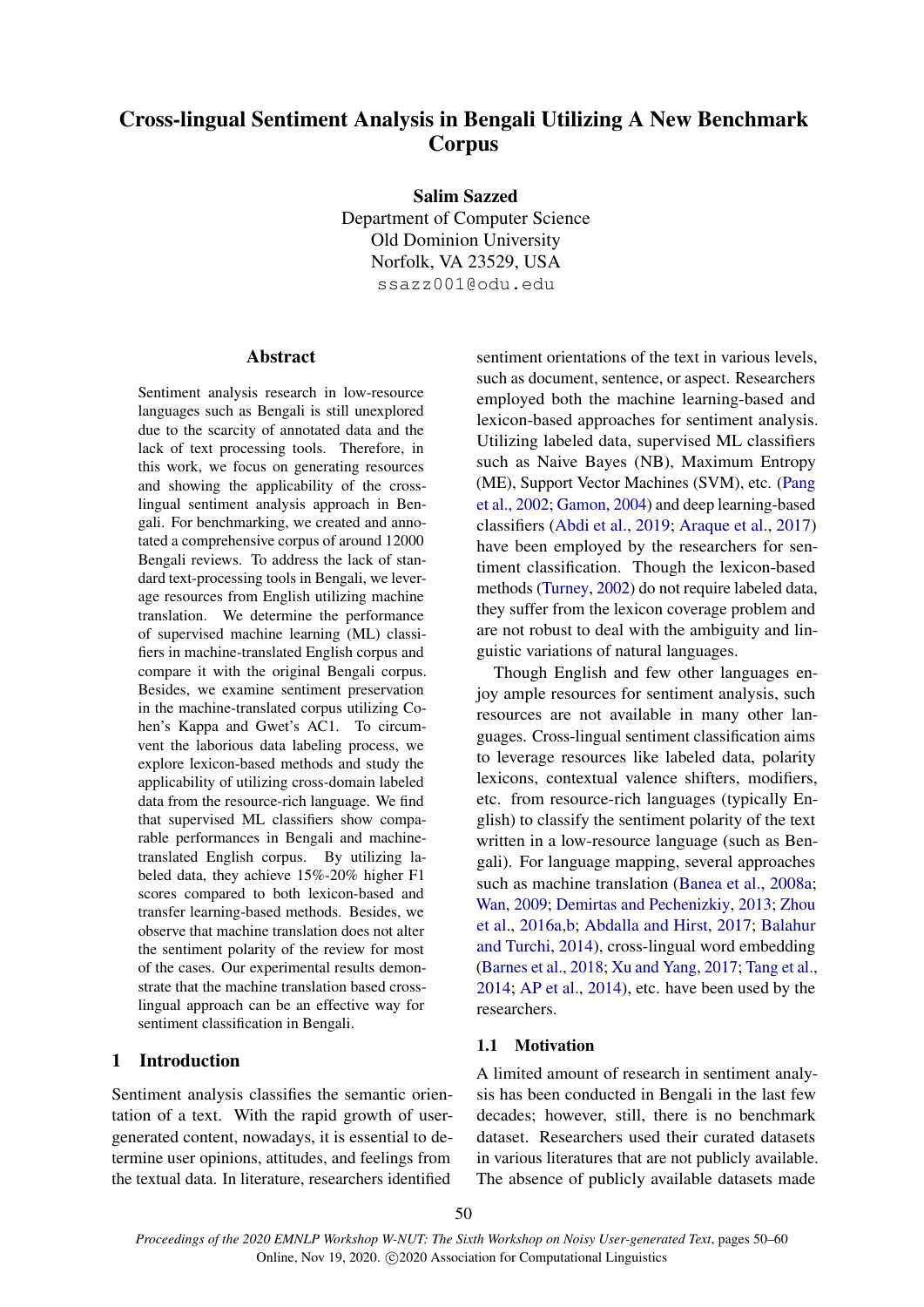# Cross-lingual Sentiment Analysis in Bengali Utilizing A New Benchmark Corpus

**Salim Sazzed**
Department of Computer Science
Old Dominion University
Norfolk, VA 23529, USA
ssazz001@odu.edu

## Abstract

Sentiment analysis research in low-resource languages such as Bengali is still unexplored due to the scarcity of annotated data and the lack of text processing tools. Therefore, in this work, we focus on generating resources and showing the applicability of the cross-lingual sentiment analysis approach in Bengali. For benchmarking, we created and annotated a comprehensive corpus of around 12000 Bengali reviews. To address the lack of standard text-processing tools in Bengali, we leverage resources from English utilizing machine translation. We determine the performance of supervised machine learning (ML) classifiers in machine-translated English corpus and compare it with the original Bengali corpus. Besides, we examine sentiment preservation in the machine-translated corpus utilizing Cohen's Kappa and Gwet's AC1. To circumvent the laborious data labeling process, we explore lexicon-based methods and study the applicability of utilizing cross-domain labeled data from the resource-rich language. We find that supervised ML classifiers show comparable performances in Bengali and machine-translated English corpus. By utilizing labeled data, they achieve 15%-20% higher F1 scores compared to both lexicon-based and transfer learning-based methods. Besides, we observe that machine translation does not alter the sentiment polarity of the review for most of the cases. Our experimental results demonstrate that the machine translation based cross-lingual approach can be an effective way for sentiment classification in Bengali.

## 1 Introduction

Sentiment analysis classifies the semantic orientation of a text. With the rapid growth of user-generated content, nowadays, it is essential to determine user opinions, attitudes, and feelings from the textual data. In literature, researchers identified sentiment orientations of the text in various levels, such as document, sentence, or aspect. Researchers employed both the machine learning-based and lexicon-based approaches for sentiment analysis. Utilizing labeled data, supervised ML classifiers such as Naive Bayes (NB), Maximum Entropy (ME), Support Vector Machines (SVM), etc. (Pang et al., 2002; Gamon, 2004) and deep learning-based classifiers (Abdi et al., 2019; Araque et al., 2017) have been employed by the researchers for sentiment classification. Though the lexicon-based methods (Turney, 2002) do not require labeled data, they suffer from the lexicon coverage problem and are not robust to deal with the ambiguity and linguistic variations of natural languages.

Though English and few other languages enjoy ample resources for sentiment analysis, such resources are not available in many other languages. Cross-lingual sentiment classification aims to leverage resources like labeled data, polarity lexicons, contextual valence shifters, modifiers, etc. from resource-rich languages (typically English) to classify the sentiment polarity of the text written in a low-resource language (such as Bengali). For language mapping, several approaches such as machine translation (Banea et al., 2008a; Wan, 2009; Demirtas and Pechenizkiy, 2013; Zhou et al., 2016a,b; Abdalla and Hirst, 2017; Balahur and Turchi, 2014), cross-lingual word embedding (Barnes et al., 2018; Xu and Yang, 2017; Tang et al., 2014; AP et al., 2014), etc. have been used by the researchers.

### 1.1 Motivation

A limited amount of research in sentiment analysis has been conducted in Bengali in the last few decades; however, still, there is no benchmark dataset. Researchers used their curated datasets in various literatures that are not publicly available. The absence of publicly available datasets made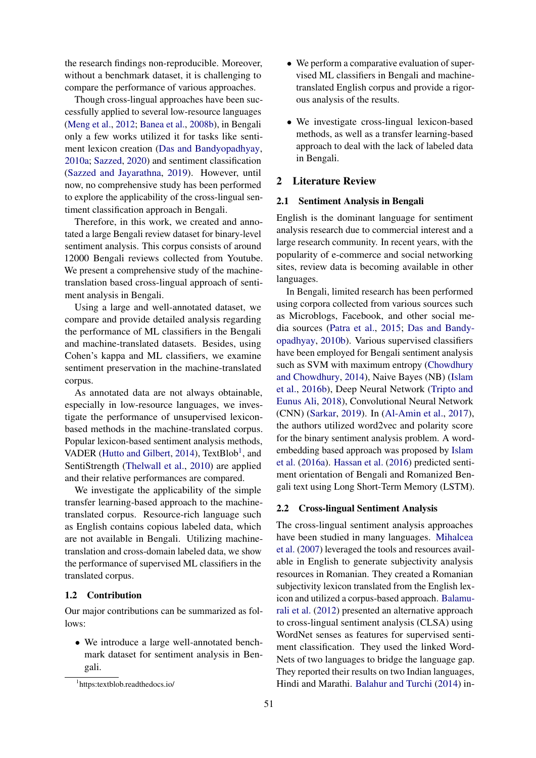the research findings non-reproducible. Moreover, without a benchmark dataset, it is challenging to compare the performance of various approaches.

Though cross-lingual approaches have been successfully applied to several low-resource languages (Meng et al., 2012; Banea et al., 2008b), in Bengali only a few works utilized it for tasks like sentiment lexicon creation (Das and Bandyopadhyay, 2010a; Sazzed, 2020) and sentiment classification (Sazzed and Jayarathna, 2019). However, until now, no comprehensive study has been performed to explore the applicability of the cross-lingual sentiment classification approach in Bengali.

Therefore, in this work, we created and annotated a large Bengali review dataset for binary-level sentiment analysis. This corpus consists of around 12000 Bengali reviews collected from Youtube. We present a comprehensive study of the machine-translation based cross-lingual approach of sentiment analysis in Bengali.

Using a large and well-annotated dataset, we compare and provide detailed analysis regarding the performance of ML classifiers in the Bengali and machine-translated datasets. Besides, using Cohen's kappa and ML classifiers, we examine sentiment preservation in the machine-translated corpus.

As annotated data are not always obtainable, especially in low-resource languages, we investigate the performance of unsupervised lexicon-based methods in the machine-translated corpus. Popular lexicon-based sentiment analysis methods, VADER (Hutto and Gilbert, 2014), TextBlob[1], and SentiStrength (Thelwall et al., 2010) are applied and their relative performances are compared.

We investigate the applicability of the simple transfer learning-based approach to the machine-translated corpus. Resource-rich language such as English contains copious labeled data, which are not available in Bengali. Utilizing machine-translation and cross-domain labeled data, we show the performance of supervised ML classifiers in the translated corpus.

### 1.2 Contribution

Our major contributions can be summarized as follows:

- We introduce a large well-annotated benchmark dataset for sentiment analysis in Bengali.
- We perform a comparative evaluation of supervised ML classifiers in Bengali and machine-translated English corpus and provide a rigorous analysis of the results.
- We investigate cross-lingual lexicon-based methods, as well as a transfer learning-based approach to deal with the lack of labeled data in Bengali.

[1] https:textblob.readthedocs.io/

## 2 Literature Review

### 2.1 Sentiment Analysis in Bengali

English is the dominant language for sentiment analysis research due to commercial interest and a large research community. In recent years, with the popularity of e-commerce and social networking sites, review data is becoming available in other languages.

In Bengali, limited research has been performed using corpora collected from various sources such as Microblogs, Facebook, and other social media sources (Patra et al., 2015; Das and Bandyopadhyay, 2010b). Various supervised classifiers have been employed for Bengali sentiment analysis such as SVM with maximum entropy (Chowdhury and Chowdhury, 2014), Naive Bayes (NB) (Islam et al., 2016b), Deep Neural Network (Tripto and Eunus Ali, 2018), Convolutional Neural Network (CNN) (Sarkar, 2019). In (Al-Amin et al., 2017), the authors utilized word2vec and polarity score for the binary sentiment analysis problem. A word-embedding based approach was proposed by Islam et al. (2016a). Hassan et al. (2016) predicted sentiment orientation of Bengali and Romanized Bengali text using Long Short-Term Memory (LSTM).

### 2.2 Cross-lingual Sentiment Analysis

The cross-lingual sentiment analysis approaches have been studied in many languages. Mihalcea et al. (2007) leveraged the tools and resources available in English to generate subjectivity analysis resources in Romanian. They created a Romanian subjectivity lexicon translated from the English lexicon and utilized a corpus-based approach. Balamurali et al. (2012) presented an alternative approach to cross-lingual sentiment analysis (CLSA) using WordNet senses as features for supervised sentiment classification. They used the linked WordNets of two languages to bridge the language gap. They reported their results on two Indian languages, Hindi and Marathi. Balahur and Turchi (2014) in-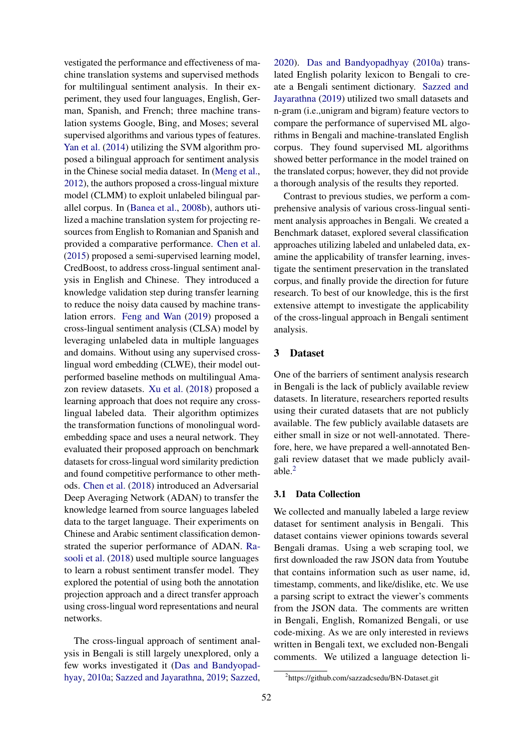vestigated the performance and effectiveness of machine translation systems and supervised methods for multilingual sentiment analysis. In their experiment, they used four languages, English, German, Spanish, and French; three machine translation systems Google, Bing, and Moses; several supervised algorithms and various types of features. Yan et al. (2014) utilizing the SVM algorithm proposed a bilingual approach for sentiment analysis in the Chinese social media dataset. In (Meng et al., 2012), the authors proposed a cross-lingual mixture model (CLMM) to exploit unlabeled bilingual parallel corpus. In (Banea et al., 2008b), authors utilized a machine translation system for projecting resources from English to Romanian and Spanish and provided a comparative performance. Chen et al. (2015) proposed a semi-supervised learning model, CredBoost, to address cross-lingual sentiment analysis in English and Chinese. They introduced a knowledge validation step during transfer learning to reduce the noisy data caused by machine translation errors. Feng and Wan (2019) proposed a cross-lingual sentiment analysis (CLSA) model by leveraging unlabeled data in multiple languages and domains. Without using any supervised cross-lingual word embedding (CLWE), their model outperformed baseline methods on multilingual Amazon review datasets. Xu et al. (2018) proposed a learning approach that does not require any cross-lingual labeled data. Their algorithm optimizes the transformation functions of monolingual word-embedding space and uses a neural network. They evaluated their proposed approach on benchmark datasets for cross-lingual word similarity prediction and found competitive performance to other methods. Chen et al. (2018) introduced an Adversarial Deep Averaging Network (ADAN) to transfer the knowledge learned from source languages labeled data to the target language. Their experiments on Chinese and Arabic sentiment classification demonstrated the superior performance of ADAN. Rasooli et al. (2018) used multiple source languages to learn a robust sentiment transfer model. They explored the potential of using both the annotation projection approach and a direct transfer approach using cross-lingual word representations and neural networks.

The cross-lingual approach of sentiment analysis in Bengali is still largely unexplored, only a few works investigated it (Das and Bandyopadhyay, 2010a; Sazzed and Jayarathna, 2019; Sazzed, 2020). Das and Bandyopadhyay (2010a) translated English polarity lexicon to Bengali to create a Bengali sentiment dictionary. Sazzed and Jayarathna (2019) utilized two small datasets and n-gram (i.e.,unigram and bigram) feature vectors to compare the performance of supervised ML algorithms in Bengali and machine-translated English corpus. They found supervised ML algorithms showed better performance in the model trained on the translated corpus; however, they did not provide a thorough analysis of the results they reported.

Contrast to previous studies, we perform a comprehensive analysis of various cross-lingual sentiment analysis approaches in Bengali. We created a Benchmark dataset, explored several classification approaches utilizing labeled and unlabeled data, examine the applicability of transfer learning, investigate the sentiment preservation in the translated corpus, and finally provide the direction for future research. To best of our knowledge, this is the first extensive attempt to investigate the applicability of the cross-lingual approach in Bengali sentiment analysis.

## 3 Dataset

One of the barriers of sentiment analysis research in Bengali is the lack of publicly available review datasets. In literature, researchers reported results using their curated datasets that are not publicly available. The few publicly available datasets are either small in size or not well-annotated. Therefore, here, we have prepared a well-annotated Bengali review dataset that we made publicly available.[2]

### 3.1 Data Collection

We collected and manually labeled a large review dataset for sentiment analysis in Bengali. This dataset contains viewer opinions towards several Bengali dramas. Using a web scraping tool, we first downloaded the raw JSON data from Youtube that contains information such as user name, id, timestamp, comments, and like/dislike, etc. We use a parsing script to extract the viewer's comments from the JSON data. The comments are written in Bengali, English, Romanized Bengali, or use code-mixing. As we are only interested in reviews written in Bengali text, we excluded non-Bengali comments. We utilized a language detection li-

[2] https://github.com/sazzadcsedu/BN-Dataset.git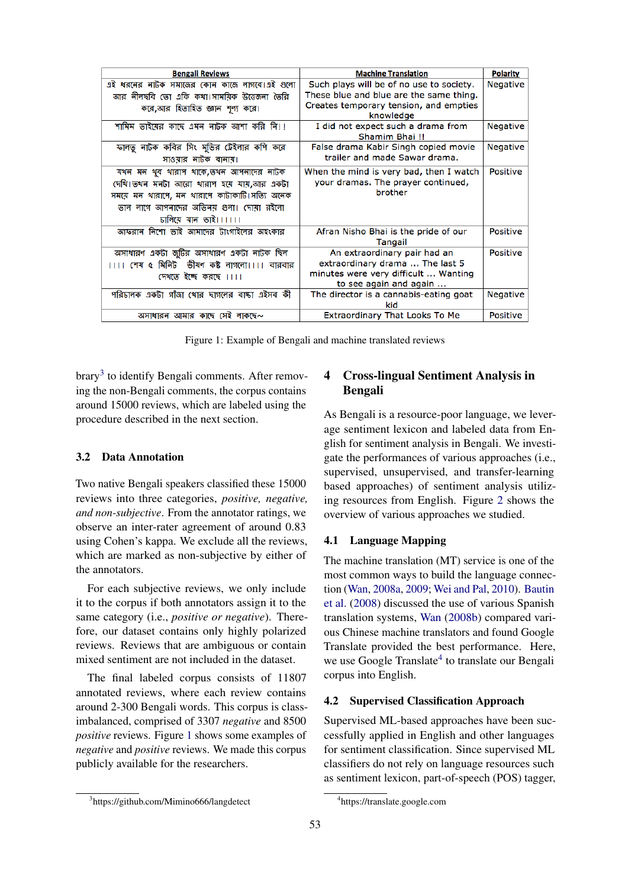| Bengali Reviews | Machine Translation | Polarity |
| --- | --- | --- |
| এই ধরনের নাটক সমাজের কোন কাজে লাগবে।এই গুলো আর নীলছবি তো একি কথা।সাময়িক উত্তেজনা তৈরি করে,আর হিতাহিত জ্ঞান শূণ্য করে। | Such plays will be of no use to society. These blue and blue are the same thing. Creates temporary tension, and empties knowledge | Negative |
| শামিম ভাইয়ের কাছে এমন নাটক আশা করি নি!! | I did not expect such a drama from Shamim Bhai !! | Negative |
| ফালতু নাটক কবির সিং মুভির ট্রেইলার কপি করে সাওয়ার নাটক বানায়। | False drama Kabir Singh copied movie trailer and made Sawar drama. | Negative |
| যখন মন খুব খারাপ থাকে,তখন আপনাদের নাটক দেখি।তখন মনটা আরো খারাপ হয়ে যায়,আর একটা সময়ে মন খারাপে, মন খারাপে কাটাকাটি।সত্যি অনেক ভাল লাগে আপনাদের অভিনয় গুলা। দোয়া রইলো চালিয়ে যান ভাই।।।।।। | When the mind is very bad, then I watch your dramas. The prayer continued, brother | Positive |
| আফরান নিশো ভাই আমাদের টাংগাইলের অহংকার | Afran Nisho Bhai is the pride of our Tangail | Positive |
| অসাধারণ একটা জুটির অসাধারণ একটা নাটক ছিল ।।।। শেষ ৫ মিনিট ভীষণ কষ্ট লাগলো।।।। বারবার দেখতে ইচ্ছে করছে ।।।। | An extraordinary pair had an extraordinary drama ... The last 5 minutes were very difficult ... Wanting to see again and again ... | Positive |
| পরিচালক একটা গাঁজা খোর ছাগলের বাচ্চা এইসব কী | The director is a cannabis-eating goat kid | Negative |
| অসাধারন আমার কাছে সেই লাকছে~ | Extraordinary That Looks To Me | Positive |

Figure 1: Example of Bengali and machine translated reviews

brary[3] to identify Bengali comments. After removing the non-Bengali comments, the corpus contains around 15000 reviews, which are labeled using the procedure described in the next section.

### 3.2 Data Annotation

Two native Bengali speakers classified these 15000 reviews into three categories, *positive, negative, and non-subjective*. From the annotator ratings, we observe an inter-rater agreement of around 0.83 using Cohen's kappa. We exclude all the reviews, which are marked as non-subjective by either of the annotators.

For each subjective reviews, we only include it to the corpus if both annotators assign it to the same category (i.e., *positive or negative*). Therefore, our dataset contains only highly polarized reviews. Reviews that are ambiguous or contain mixed sentiment are not included in the dataset.

The final labeled corpus consists of 11807 annotated reviews, where each review contains around 2-300 Bengali words. This corpus is class-imbalanced, comprised of 3307 *negative* and 8500 *positive* reviews. Figure 1 shows some examples of *negative* and *positive* reviews. We made this corpus publicly available for the researchers.

## 4 Cross-lingual Sentiment Analysis in Bengali

As Bengali is a resource-poor language, we leverage sentiment lexicon and labeled data from English for sentiment analysis in Bengali. We investigate the performances of various approaches (i.e., supervised, unsupervised, and transfer-learning based approaches) of sentiment analysis utilizing resources from English. Figure 2 shows the overview of various approaches we studied.

### 4.1 Language Mapping

The machine translation (MT) service is one of the most common ways to build the language connection (Wan, 2008a, 2009; Wei and Pal, 2010). Bautin et al. (2008) discussed the use of various Spanish translation systems, Wan (2008b) compared various Chinese machine translators and found Google Translate provided the best performance. Here, we use Google Translate[4] to translate our Bengali corpus into English.

### 4.2 Supervised Classification Approach

Supervised ML-based approaches have been successfully applied in English and other languages for sentiment classification. Since supervised ML classifiers do not rely on language resources such as sentiment lexicon, part-of-speech (POS) tagger,

[3]https://github.com/Mimino666/langdetect

[4]https://translate.google.com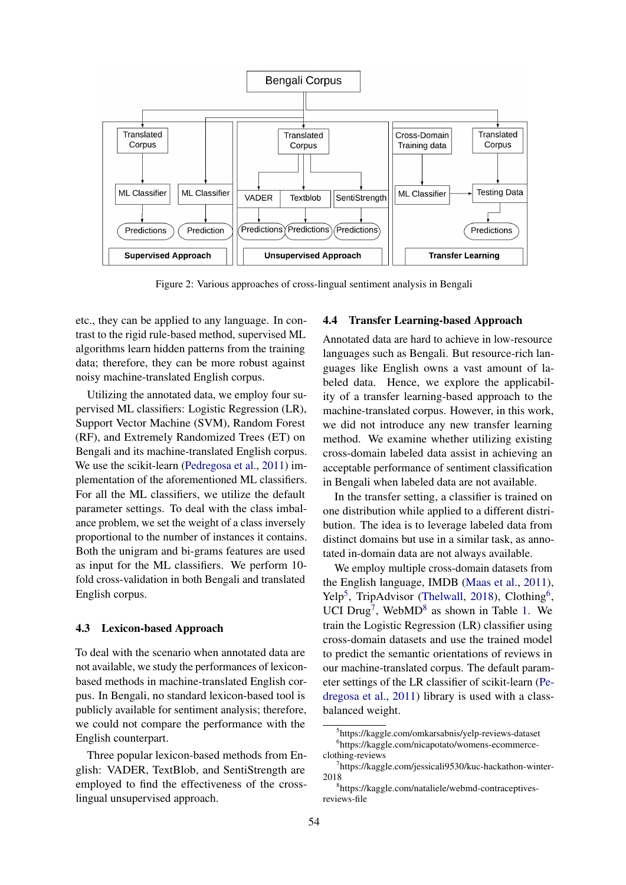Figure 2: Various approaches of cross-lingual sentiment analysis in Bengali

etc., they can be applied to any language. In contrast to the rigid rule-based method, supervised ML algorithms learn hidden patterns from the training data; therefore, they can be more robust against noisy machine-translated English corpus.

Utilizing the annotated data, we employ four supervised ML classifiers: Logistic Regression (LR), Support Vector Machine (SVM), Random Forest (RF), and Extremely Randomized Trees (ET) on Bengali and its machine-translated English corpus. We use the scikit-learn (Pedregosa et al., 2011) implementation of the aforementioned ML classifiers. For all the ML classifiers, we utilize the default parameter settings. To deal with the class imbalance problem, we set the weight of a class inversely proportional to the number of instances it contains. Both the unigram and bi-grams features are used as input for the ML classifiers. We perform 10-fold cross-validation in both Bengali and translated English corpus.

### 4.3 Lexicon-based Approach

To deal with the scenario when annotated data are not available, we study the performances of lexicon-based methods in machine-translated English corpus. In Bengali, no standard lexicon-based tool is publicly available for sentiment analysis; therefore, we could not compare the performance with the English counterpart.

Three popular lexicon-based methods from English: VADER, TextBlob, and SentiStrength are employed to find the effectiveness of the cross-lingual unsupervised approach.

### 4.4 Transfer Learning-based Approach

Annotated data are hard to achieve in low-resource languages such as Bengali. But resource-rich languages like English owns a vast amount of labeled data. Hence, we explore the applicability of a transfer learning-based approach to the machine-translated corpus. However, in this work, we did not introduce any new transfer learning method. We examine whether utilizing existing cross-domain labeled data assist in achieving an acceptable performance of sentiment classification in Bengali when labeled data are not available.

In the transfer setting, a classifier is trained on one distribution while applied to a different distribution. The idea is to leverage labeled data from distinct domains but use in a similar task, as annotated in-domain data are not always available.

We employ multiple cross-domain datasets from the English language, IMDB (Maas et al., 2011), Yelp[5], TripAdvisor (Thelwall, 2018), Clothing[6], UCI Drug[7], WebMD[8] as shown in Table 1. We train the Logistic Regression (LR) classifier using cross-domain datasets and use the trained model to predict the semantic orientations of reviews in our machine-translated corpus. The default parameter settings of the LR classifier of scikit-learn (Pedregosa et al., 2011) library is used with a class-balanced weight.

[5] https://kaggle.com/omkarsabnis/yelp-reviews-dataset

[6] https://kaggle.com/nicapotato/womens-ecommerce-clothing-reviews

[7] https://kaggle.com/jessicali9530/kuc-hackathon-winter-2018

[8] https://kaggle.com/nataliele/webmd-contraceptives-reviews-file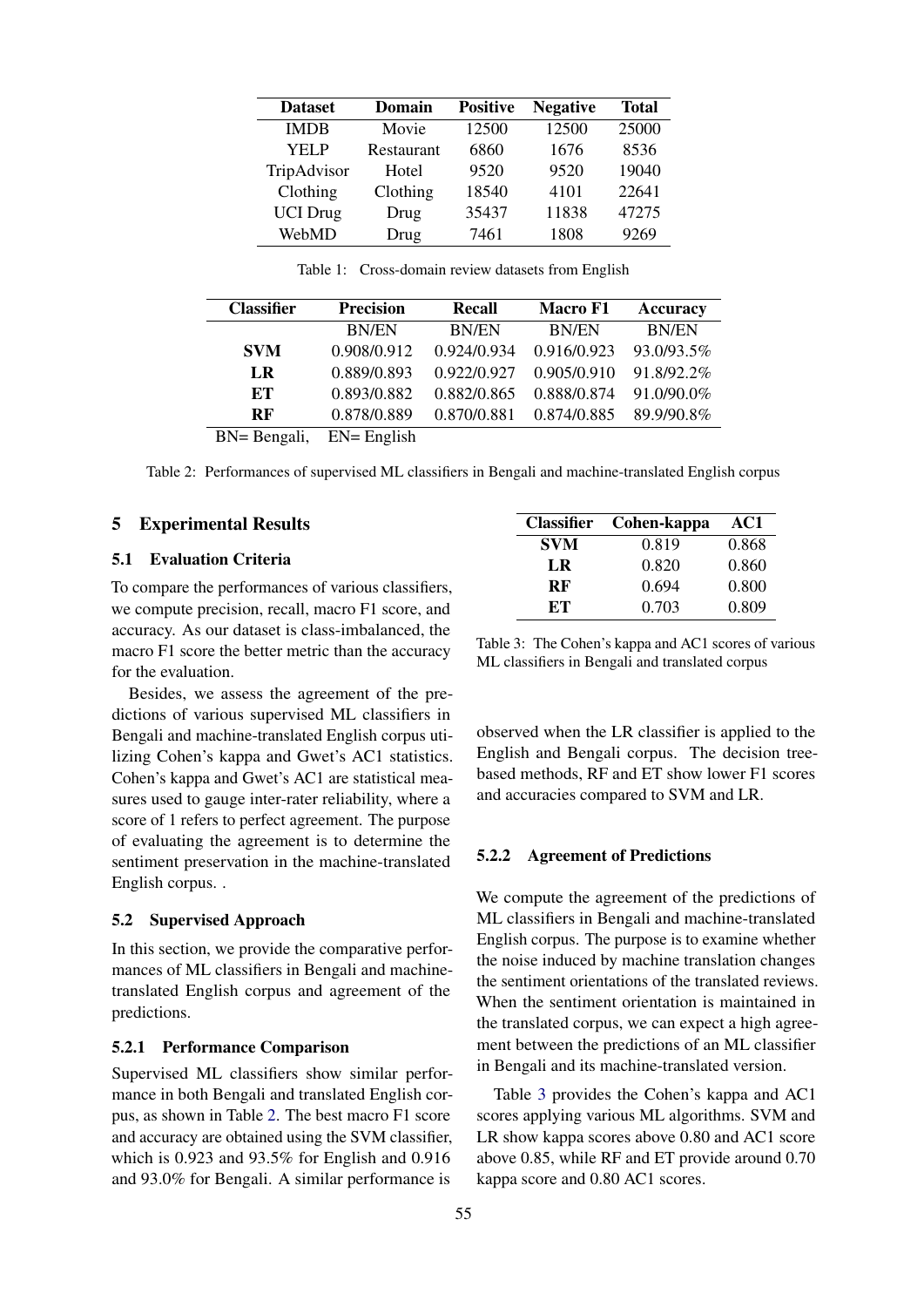| Dataset | Domain | Positive | Negative | Total |
|---|---|---|---|---|
| IMDB | Movie | 12500 | 12500 | 25000 |
| YELP | Restaurant | 6860 | 1676 | 8536 |
| TripAdvisor | Hotel | 9520 | 9520 | 19040 |
| Clothing | Clothing | 18540 | 4101 | 22641 |
| UCI Drug | Drug | 35437 | 11838 | 47275 |
| WebMD | Drug | 7461 | 1808 | 9269 |

Table 1: Cross-domain review datasets from English

| Classifier | Precision | Recall | Macro F1 | Accuracy |
|---|---|---|---|---|
| | BN/EN | BN/EN | BN/EN | BN/EN |
| **SVM** | 0.908/0.912 | 0.924/0.934 | 0.916/0.923 | 93.0/93.5% |
| **LR** | 0.889/0.893 | 0.922/0.927 | 0.905/0.910 | 91.8/92.2% |
| **ET** | 0.893/0.882 | 0.882/0.865 | 0.888/0.874 | 91.0/90.0% |
| **RF** | 0.878/0.889 | 0.870/0.881 | 0.874/0.885 | 89.9/90.8% |

BN= Bengali, EN= English

Table 2: Performances of supervised ML classifiers in Bengali and machine-translated English corpus

## 5 Experimental Results

### 5.1 Evaluation Criteria

To compare the performances of various classifiers, we compute precision, recall, macro F1 score, and accuracy. As our dataset is class-imbalanced, the macro F1 score the better metric than the accuracy for the evaluation.

Besides, we assess the agreement of the predictions of various supervised ML classifiers in Bengali and machine-translated English corpus utilizing Cohen's kappa and Gwet's AC1 statistics. Cohen's kappa and Gwet's AC1 are statistical measures used to gauge inter-rater reliability, where a score of 1 refers to perfect agreement. The purpose of evaluating the agreement is to determine the sentiment preservation in the machine-translated English corpus. .

### 5.2 Supervised Approach

In this section, we provide the comparative performances of ML classifiers in Bengali and machine-translated English corpus and agreement of the predictions.

#### 5.2.1 Performance Comparison

Supervised ML classifiers show similar performance in both Bengali and translated English corpus, as shown in Table 2. The best macro F1 score and accuracy are obtained using the SVM classifier, which is 0.923 and 93.5% for English and 0.916 and 93.0% for Bengali. A similar performance is observed when the LR classifier is applied to the English and Bengali corpus. The decision tree-based methods, RF and ET show lower F1 scores and accuracies compared to SVM and LR.

| Classifier | Cohen-kappa | AC1 |
|---|---|---|
| **SVM** | 0.819 | 0.868 |
| **LR** | 0.820 | 0.860 |
| **RF** | 0.694 | 0.800 |
| **ET** | 0.703 | 0.809 |

Table 3: The Cohen's kappa and AC1 scores of various ML classifiers in Bengali and translated corpus

#### 5.2.2 Agreement of Predictions

We compute the agreement of the predictions of ML classifiers in Bengali and machine-translated English corpus. The purpose is to examine whether the noise induced by machine translation changes the sentiment orientations of the translated reviews. When the sentiment orientation is maintained in the translated corpus, we can expect a high agreement between the predictions of an ML classifier in Bengali and its machine-translated version.

Table 3 provides the Cohen's kappa and AC1 scores applying various ML algorithms. SVM and LR show kappa scores above 0.80 and AC1 score above 0.85, while RF and ET provide around 0.70 kappa score and 0.80 AC1 scores.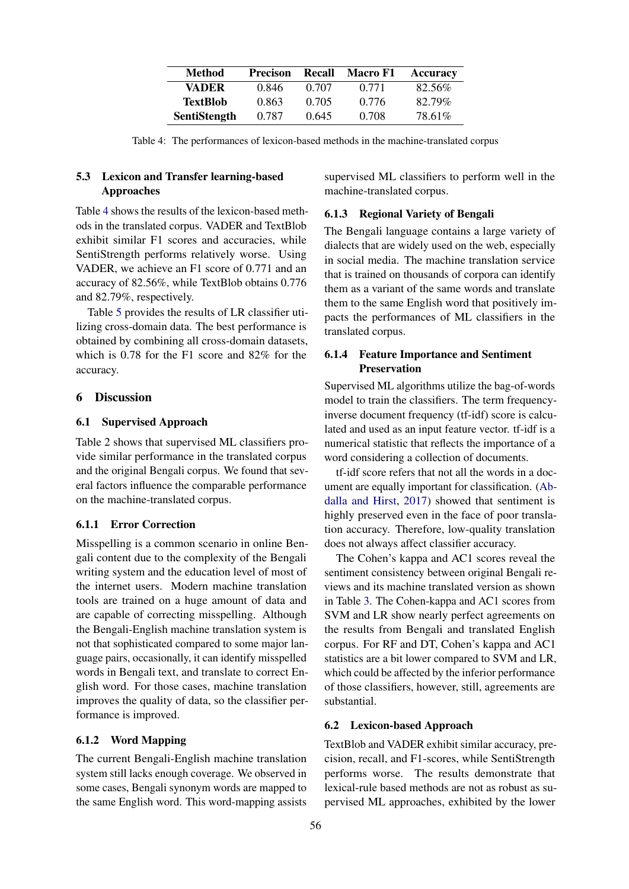| Method | Precison | Recall | Macro F1 | Accuracy |
|---|---|---|---|---|
| **VADER** | 0.846 | 0.707 | 0.771 | 82.56% |
| **TextBlob** | 0.863 | 0.705 | 0.776 | 82.79% |
| **SentiStength** | 0.787 | 0.645 | 0.708 | 78.61% |

Table 4: The performances of lexicon-based methods in the machine-translated corpus

### 5.3 Lexicon and Transfer learning-based Approaches

Table 4 shows the results of the lexicon-based methods in the translated corpus. VADER and TextBlob exhibit similar F1 scores and accuracies, while SentiStrength performs relatively worse. Using VADER, we achieve an F1 score of 0.771 and an accuracy of 82.56%, while TextBlob obtains 0.776 and 82.79%, respectively.

Table 5 provides the results of LR classifier utilizing cross-domain data. The best performance is obtained by combining all cross-domain datasets, which is 0.78 for the F1 score and 82% for the accuracy.

## 6 Discussion

### 6.1 Supervised Approach

Table 2 shows that supervised ML classifiers provide similar performance in the translated corpus and the original Bengali corpus. We found that several factors influence the comparable performance on the machine-translated corpus.

#### 6.1.1 Error Correction

Misspelling is a common scenario in online Bengali content due to the complexity of the Bengali writing system and the education level of most of the internet users. Modern machine translation tools are trained on a huge amount of data and are capable of correcting misspelling. Although the Bengali-English machine translation system is not that sophisticated compared to some major language pairs, occasionally, it can identify misspelled words in Bengali text, and translate to correct English word. For those cases, machine translation improves the quality of data, so the classifier performance is improved.

#### 6.1.2 Word Mapping

The current Bengali-English machine translation system still lacks enough coverage. We observed in some cases, Bengali synonym words are mapped to the same English word. This word-mapping assists supervised ML classifiers to perform well in the machine-translated corpus.

#### 6.1.3 Regional Variety of Bengali

The Bengali language contains a large variety of dialects that are widely used on the web, especially in social media. The machine translation service that is trained on thousands of corpora can identify them as a variant of the same words and translate them to the same English word that positively impacts the performances of ML classifiers in the translated corpus.

#### 6.1.4 Feature Importance and Sentiment Preservation

Supervised ML algorithms utilize the bag-of-words model to train the classifiers. The term frequency-inverse document frequency (tf-idf) score is calculated and used as an input feature vector. tf-idf is a numerical statistic that reflects the importance of a word considering a collection of documents.

tf-idf score refers that not all the words in a document are equally important for classification. (Abdalla and Hirst, 2017) showed that sentiment is highly preserved even in the face of poor translation accuracy. Therefore, low-quality translation does not always affect classifier accuracy.

The Cohen's kappa and AC1 scores reveal the sentiment consistency between original Bengali reviews and its machine translated version as shown in Table 3. The Cohen-kappa and AC1 scores from SVM and LR show nearly perfect agreements on the results from Bengali and translated English corpus. For RF and DT, Cohen's kappa and AC1 statistics are a bit lower compared to SVM and LR, which could be affected by the inferior performance of those classifiers, however, still, agreements are substantial.

### 6.2 Lexicon-based Approach

TextBlob and VADER exhibit similar accuracy, precision, recall, and F1-scores, while SentiStrength performs worse. The results demonstrate that lexical-rule based methods are not as robust as supervised ML approaches, exhibited by the lower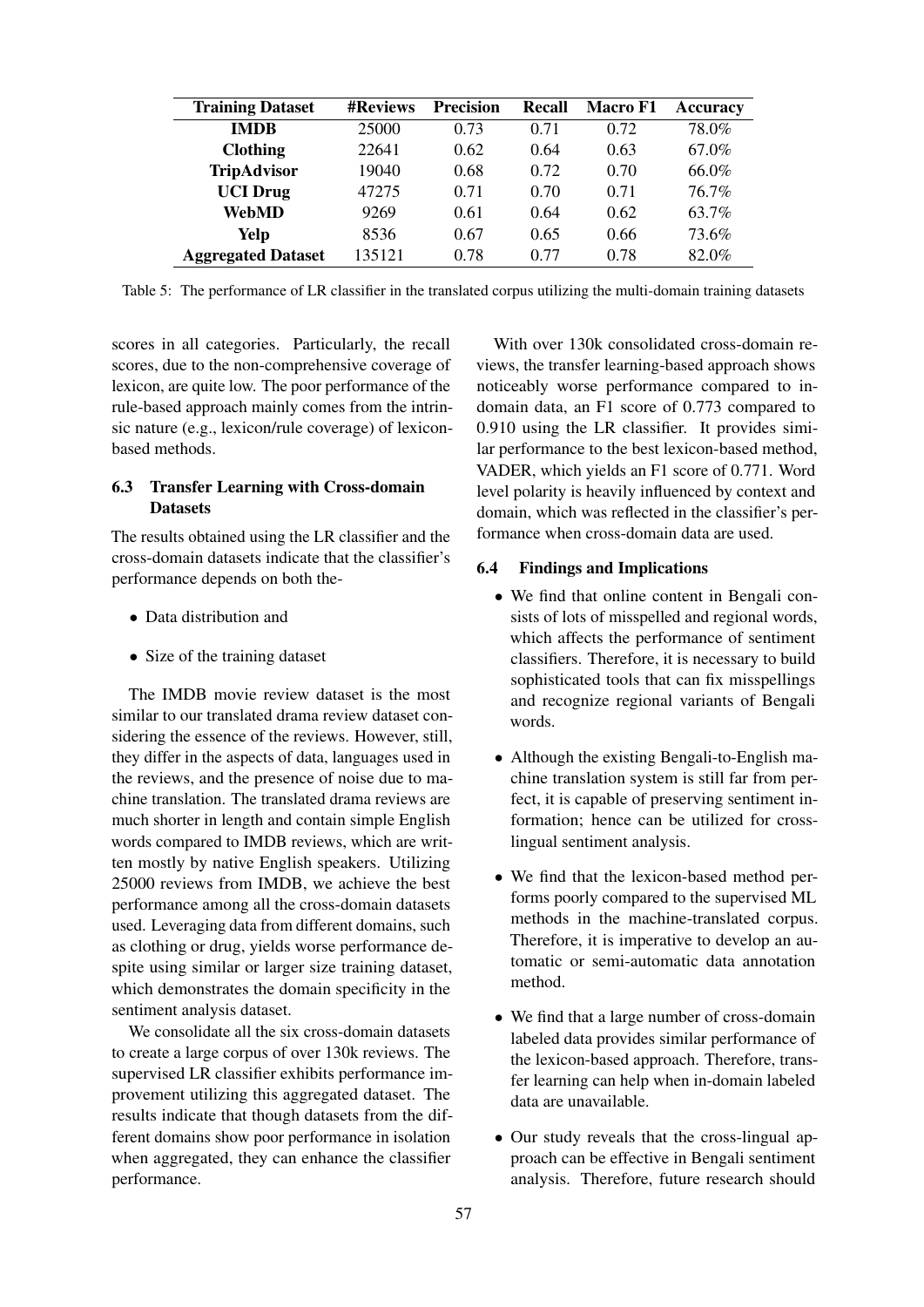| Training Dataset | #Reviews | Precision | Recall | Macro F1 | Accuracy |
|---|---|---|---|---|---|
| **IMDB** | 25000 | 0.73 | 0.71 | 0.72 | 78.0% |
| **Clothing** | 22641 | 0.62 | 0.64 | 0.63 | 67.0% |
| **TripAdvisor** | 19040 | 0.68 | 0.72 | 0.70 | 66.0% |
| **UCI Drug** | 47275 | 0.71 | 0.70 | 0.71 | 76.7% |
| **WebMD** | 9269 | 0.61 | 0.64 | 0.62 | 63.7% |
| **Yelp** | 8536 | 0.67 | 0.65 | 0.66 | 73.6% |
| **Aggregated Dataset** | 135121 | 0.78 | 0.77 | 0.78 | 82.0% |

Table 5: The performance of LR classifier in the translated corpus utilizing the multi-domain training datasets

scores in all categories. Particularly, the recall scores, due to the non-comprehensive coverage of lexicon, are quite low. The poor performance of the rule-based approach mainly comes from the intrinsic nature (e.g., lexicon/rule coverage) of lexicon-based methods.

### 6.3 Transfer Learning with Cross-domain Datasets

The results obtained using the LR classifier and the cross-domain datasets indicate that the classifier's performance depends on both the-

- Data distribution and
- Size of the training dataset

The IMDB movie review dataset is the most similar to our translated drama review dataset considering the essence of the reviews. However, still, they differ in the aspects of data, languages used in the reviews, and the presence of noise due to machine translation. The translated drama reviews are much shorter in length and contain simple English words compared to IMDB reviews, which are written mostly by native English speakers. Utilizing 25000 reviews from IMDB, we achieve the best performance among all the cross-domain datasets used. Leveraging data from different domains, such as clothing or drug, yields worse performance despite using similar or larger size training dataset, which demonstrates the domain specificity in the sentiment analysis dataset.

We consolidate all the six cross-domain datasets to create a large corpus of over 130k reviews. The supervised LR classifier exhibits performance improvement utilizing this aggregated dataset. The results indicate that though datasets from the different domains show poor performance in isolation when aggregated, they can enhance the classifier performance.

With over 130k consolidated cross-domain reviews, the transfer learning-based approach shows noticeably worse performance compared to in-domain data, an F1 score of 0.773 compared to 0.910 using the LR classifier. It provides similar performance to the best lexicon-based method, VADER, which yields an F1 score of 0.771. Word level polarity is heavily influenced by context and domain, which was reflected in the classifier's performance when cross-domain data are used.

### 6.4 Findings and Implications

- We find that online content in Bengali consists of lots of misspelled and regional words, which affects the performance of sentiment classifiers. Therefore, it is necessary to build sophisticated tools that can fix misspellings and recognize regional variants of Bengali words.
- Although the existing Bengali-to-English machine translation system is still far from perfect, it is capable of preserving sentiment information; hence can be utilized for cross-lingual sentiment analysis.
- We find that the lexicon-based method performs poorly compared to the supervised ML methods in the machine-translated corpus. Therefore, it is imperative to develop an automatic or semi-automatic data annotation method.
- We find that a large number of cross-domain labeled data provides similar performance of the lexicon-based approach. Therefore, transfer learning can help when in-domain labeled data are unavailable.
- Our study reveals that the cross-lingual approach can be effective in Bengali sentiment analysis. Therefore, future research should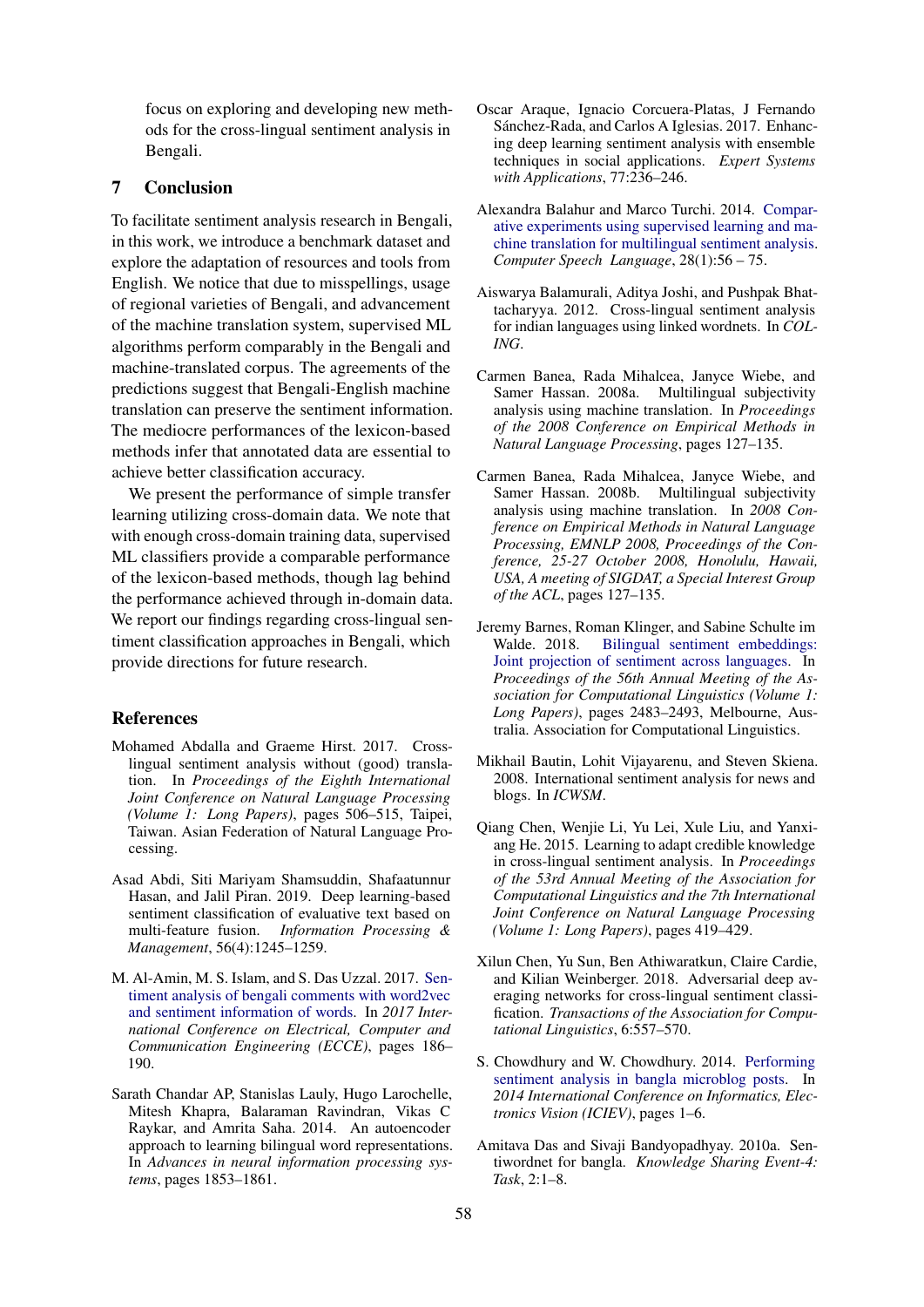focus on exploring and developing new methods for the cross-lingual sentiment analysis in Bengali.

## 7 Conclusion

To facilitate sentiment analysis research in Bengali, in this work, we introduce a benchmark dataset and explore the adaptation of resources and tools from English. We notice that due to misspellings, usage of regional varieties of Bengali, and advancement of the machine translation system, supervised ML algorithms perform comparably in the Bengali and machine-translated corpus. The agreements of the predictions suggest that Bengali-English machine translation can preserve the sentiment information. The mediocre performances of the lexicon-based methods infer that annotated data are essential to achieve better classification accuracy.

We present the performance of simple transfer learning utilizing cross-domain data. We note that with enough cross-domain training data, supervised ML classifiers provide a comparable performance of the lexicon-based methods, though lag behind the performance achieved through in-domain data. We report our findings regarding cross-lingual sentiment classification approaches in Bengali, which provide directions for future research.

## References

Mohamed Abdalla and Graeme Hirst. 2017. Cross-lingual sentiment analysis without (good) translation. In *Proceedings of the Eighth International Joint Conference on Natural Language Processing (Volume 1: Long Papers)*, pages 506–515, Taipei, Taiwan. Asian Federation of Natural Language Processing.

Asad Abdi, Siti Mariyam Shamsuddin, Shafaatunnur Hasan, and Jalil Piran. 2019. Deep learning-based sentiment classification of evaluative text based on multi-feature fusion. *Information Processing & Management*, 56(4):1245–1259.

M. Al-Amin, M. S. Islam, and S. Das Uzzal. 2017. Sentiment analysis of bengali comments with word2vec and sentiment information of words. In *2017 International Conference on Electrical, Computer and Communication Engineering (ECCE)*, pages 186–190.

Sarath Chandar AP, Stanislas Lauly, Hugo Larochelle, Mitesh Khapra, Balaraman Ravindran, Vikas C Raykar, and Amrita Saha. 2014. An autoencoder approach to learning bilingual word representations. In *Advances in neural information processing systems*, pages 1853–1861.

Oscar Araque, Ignacio Corcuera-Platas, J Fernando Sánchez-Rada, and Carlos A Iglesias. 2017. Enhancing deep learning sentiment analysis with ensemble techniques in social applications. *Expert Systems with Applications*, 77:236–246.

Alexandra Balahur and Marco Turchi. 2014. Comparative experiments using supervised learning and machine translation for multilingual sentiment analysis. *Computer Speech Language*, 28(1):56 – 75.

Aiswarya Balamurali, Aditya Joshi, and Pushpak Bhattacharyya. 2012. Cross-lingual sentiment analysis for indian languages using linked wordnets. In *COLING*.

Carmen Banea, Rada Mihalcea, Janyce Wiebe, and Samer Hassan. 2008a. Multilingual subjectivity analysis using machine translation. In *Proceedings of the 2008 Conference on Empirical Methods in Natural Language Processing*, pages 127–135.

Carmen Banea, Rada Mihalcea, Janyce Wiebe, and Samer Hassan. 2008b. Multilingual subjectivity analysis using machine translation. In *2008 Conference on Empirical Methods in Natural Language Processing, EMNLP 2008, Proceedings of the Conference, 25-27 October 2008, Honolulu, Hawaii, USA, A meeting of SIGDAT, a Special Interest Group of the ACL*, pages 127–135.

Jeremy Barnes, Roman Klinger, and Sabine Schulte im Walde. 2018. Bilingual sentiment embeddings: Joint projection of sentiment across languages. In *Proceedings of the 56th Annual Meeting of the Association for Computational Linguistics (Volume 1: Long Papers)*, pages 2483–2493, Melbourne, Australia. Association for Computational Linguistics.

Mikhail Bautin, Lohit Vijayarenu, and Steven Skiena. 2008. International sentiment analysis for news and blogs. In *ICWSM*.

Qiang Chen, Wenjie Li, Yu Lei, Xule Liu, and Yanxiang He. 2015. Learning to adapt credible knowledge in cross-lingual sentiment analysis. In *Proceedings of the 53rd Annual Meeting of the Association for Computational Linguistics and the 7th International Joint Conference on Natural Language Processing (Volume 1: Long Papers)*, pages 419–429.

Xilun Chen, Yu Sun, Ben Athiwaratkun, Claire Cardie, and Kilian Weinberger. 2018. Adversarial deep averaging networks for cross-lingual sentiment classification. *Transactions of the Association for Computational Linguistics*, 6:557–570.

S. Chowdhury and W. Chowdhury. 2014. Performing sentiment analysis in bangla microblog posts. In *2014 International Conference on Informatics, Electronics Vision (ICIEV)*, pages 1–6.

Amitava Das and Sivaji Bandyopadhyay. 2010a. Sentiwordnet for bangla. *Knowledge Sharing Event-4: Task*, 2:1–8.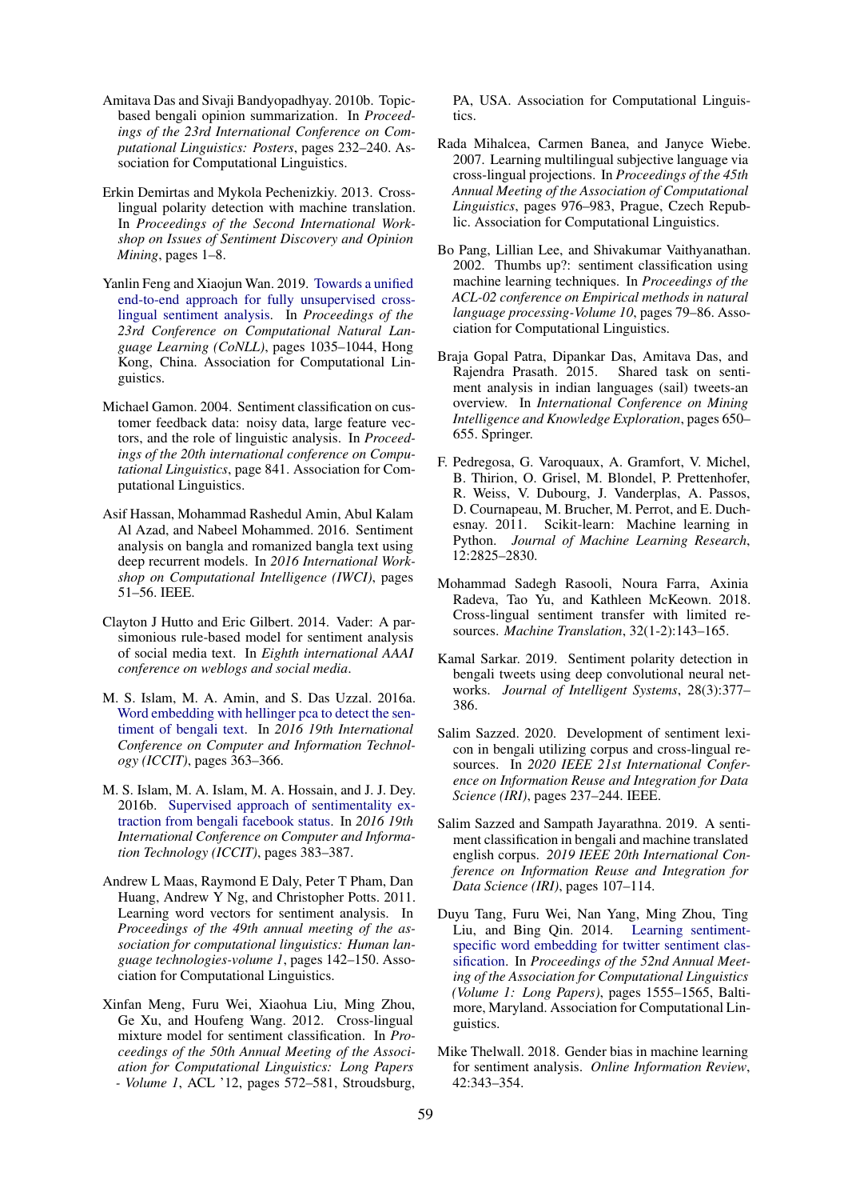Amitava Das and Sivaji Bandyopadhyay. 2010b. Topic-based bengali opinion summarization. In *Proceedings of the 23rd International Conference on Computational Linguistics: Posters*, pages 232–240. Association for Computational Linguistics.

Erkin Demirtas and Mykola Pechenizkiy. 2013. Cross-lingual polarity detection with machine translation. In *Proceedings of the Second International Workshop on Issues of Sentiment Discovery and Opinion Mining*, pages 1–8.

Yanlin Feng and Xiaojun Wan. 2019. Towards a unified end-to-end approach for fully unsupervised cross-lingual sentiment analysis. In *Proceedings of the 23rd Conference on Computational Natural Language Learning (CoNLL)*, pages 1035–1044, Hong Kong, China. Association for Computational Linguistics.

Michael Gamon. 2004. Sentiment classification on customer feedback data: noisy data, large feature vectors, and the role of linguistic analysis. In *Proceedings of the 20th international conference on Computational Linguistics*, page 841. Association for Computational Linguistics.

Asif Hassan, Mohammad Rashedul Amin, Abul Kalam Al Azad, and Nabeel Mohammed. 2016. Sentiment analysis on bangla and romanized bangla text using deep recurrent models. In *2016 International Workshop on Computational Intelligence (IWCI)*, pages 51–56. IEEE.

Clayton J Hutto and Eric Gilbert. 2014. Vader: A parsimonious rule-based model for sentiment analysis of social media text. In *Eighth international AAAI conference on weblogs and social media*.

M. S. Islam, M. A. Amin, and S. Das Uzzal. 2016a. Word embedding with hellinger pca to detect the sentiment of bengali text. In *2016 19th International Conference on Computer and Information Technology (ICCIT)*, pages 363–366.

M. S. Islam, M. A. Islam, M. A. Hossain, and J. J. Dey. 2016b. Supervised approach of sentimentality extraction from bengali facebook status. In *2016 19th International Conference on Computer and Information Technology (ICCIT)*, pages 383–387.

Andrew L Maas, Raymond E Daly, Peter T Pham, Dan Huang, Andrew Y Ng, and Christopher Potts. 2011. Learning word vectors for sentiment analysis. In *Proceedings of the 49th annual meeting of the association for computational linguistics: Human language technologies-volume 1*, pages 142–150. Association for Computational Linguistics.

Xinfan Meng, Furu Wei, Xiaohua Liu, Ming Zhou, Ge Xu, and Houfeng Wang. 2012. Cross-lingual mixture model for sentiment classification. In *Proceedings of the 50th Annual Meeting of the Association for Computational Linguistics: Long Papers - Volume 1*, ACL '12, pages 572–581, Stroudsburg, PA, USA. Association for Computational Linguistics.

Rada Mihalcea, Carmen Banea, and Janyce Wiebe. 2007. Learning multilingual subjective language via cross-lingual projections. In *Proceedings of the 45th Annual Meeting of the Association of Computational Linguistics*, pages 976–983, Prague, Czech Republic. Association for Computational Linguistics.

Bo Pang, Lillian Lee, and Shivakumar Vaithyanathan. 2002. Thumbs up?: sentiment classification using machine learning techniques. In *Proceedings of the ACL-02 conference on Empirical methods in natural language processing-Volume 10*, pages 79–86. Association for Computational Linguistics.

Braja Gopal Patra, Dipankar Das, Amitava Das, and Rajendra Prasath. 2015. Shared task on sentiment analysis in indian languages (sail) tweets-an overview. In *International Conference on Mining Intelligence and Knowledge Exploration*, pages 650–655. Springer.

F. Pedregosa, G. Varoquaux, A. Gramfort, V. Michel, B. Thirion, O. Grisel, M. Blondel, P. Prettenhofer, R. Weiss, V. Dubourg, J. Vanderplas, A. Passos, D. Cournapeau, M. Brucher, M. Perrot, and E. Duchesnay. 2011. Scikit-learn: Machine learning in Python. *Journal of Machine Learning Research*, 12:2825–2830.

Mohammad Sadegh Rasooli, Noura Farra, Axinia Radeva, Tao Yu, and Kathleen McKeown. 2018. Cross-lingual sentiment transfer with limited resources. *Machine Translation*, 32(1-2):143–165.

Kamal Sarkar. 2019. Sentiment polarity detection in bengali tweets using deep convolutional neural networks. *Journal of Intelligent Systems*, 28(3):377–386.

Salim Sazzed. 2020. Development of sentiment lexicon in bengali utilizing corpus and cross-lingual resources. In *2020 IEEE 21st International Conference on Information Reuse and Integration for Data Science (IRI)*, pages 237–244. IEEE.

Salim Sazzed and Sampath Jayarathna. 2019. A sentiment classification in bengali and machine translated english corpus. *2019 IEEE 20th International Conference on Information Reuse and Integration for Data Science (IRI)*, pages 107–114.

Duyu Tang, Furu Wei, Nan Yang, Ming Zhou, Ting Liu, and Bing Qin. 2014. Learning sentiment-specific word embedding for twitter sentiment classification. In *Proceedings of the 52nd Annual Meeting of the Association for Computational Linguistics (Volume 1: Long Papers)*, pages 1555–1565, Baltimore, Maryland. Association for Computational Linguistics.

Mike Thelwall. 2018. Gender bias in machine learning for sentiment analysis. *Online Information Review*, 42:343–354.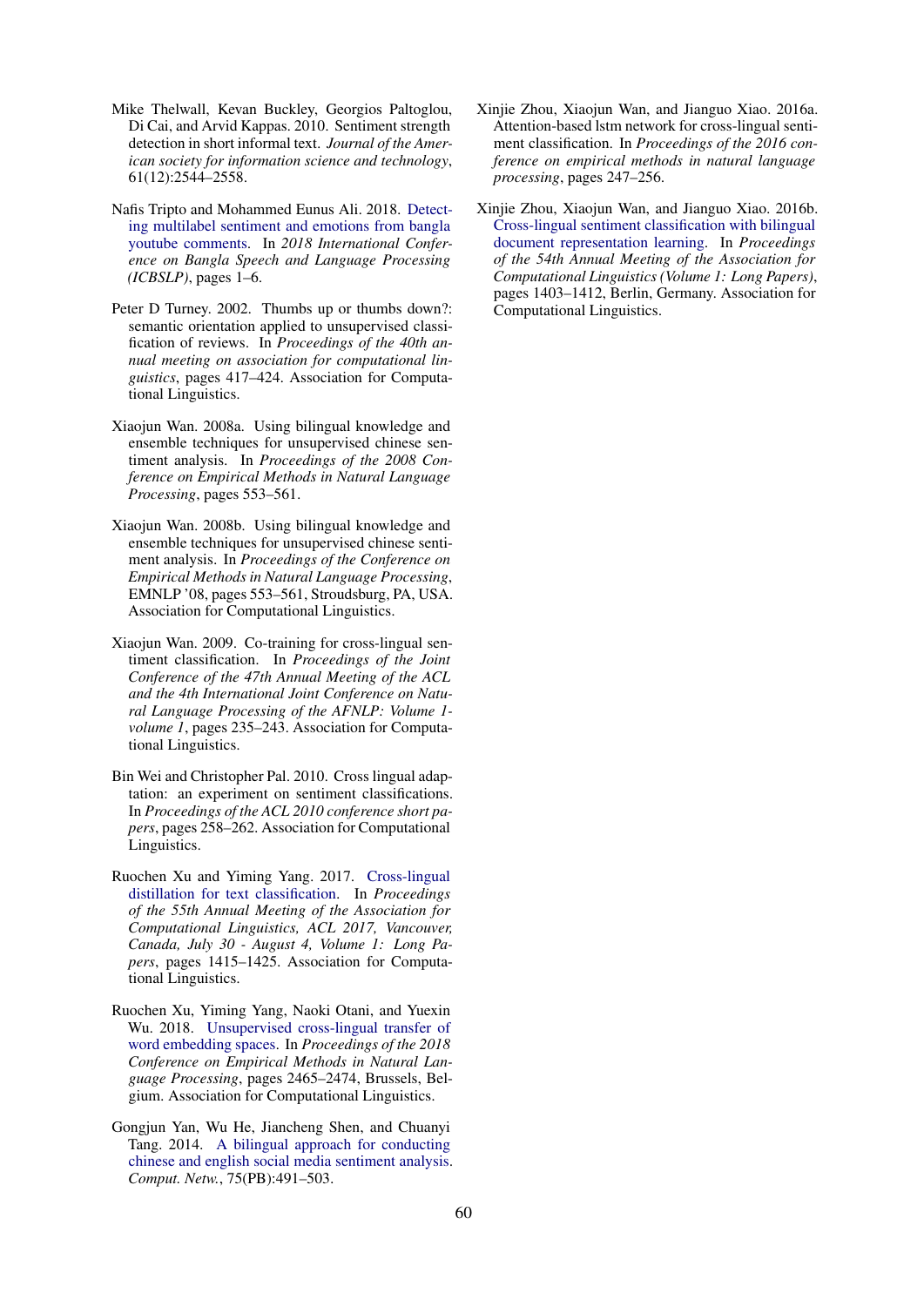Mike Thelwall, Kevan Buckley, Georgios Paltoglou, Di Cai, and Arvid Kappas. 2010. Sentiment strength detection in short informal text. *Journal of the American society for information science and technology*, 61(12):2544–2558.

Nafis Tripto and Mohammed Eunus Ali. 2018. Detecting multilabel sentiment and emotions from bangla youtube comments. In *2018 International Conference on Bangla Speech and Language Processing (ICBSLP)*, pages 1–6.

Peter D Turney. 2002. Thumbs up or thumbs down?: semantic orientation applied to unsupervised classification of reviews. In *Proceedings of the 40th annual meeting on association for computational linguistics*, pages 417–424. Association for Computational Linguistics.

Xiaojun Wan. 2008a. Using bilingual knowledge and ensemble techniques for unsupervised chinese sentiment analysis. In *Proceedings of the 2008 Conference on Empirical Methods in Natural Language Processing*, pages 553–561.

Xiaojun Wan. 2008b. Using bilingual knowledge and ensemble techniques for unsupervised chinese sentiment analysis. In *Proceedings of the Conference on Empirical Methods in Natural Language Processing*, EMNLP '08, pages 553–561, Stroudsburg, PA, USA. Association for Computational Linguistics.

Xiaojun Wan. 2009. Co-training for cross-lingual sentiment classification. In *Proceedings of the Joint Conference of the 47th Annual Meeting of the ACL and the 4th International Joint Conference on Natural Language Processing of the AFNLP: Volume 1-volume 1*, pages 235–243. Association for Computational Linguistics.

Bin Wei and Christopher Pal. 2010. Cross lingual adaptation: an experiment on sentiment classifications. In *Proceedings of the ACL 2010 conference short papers*, pages 258–262. Association for Computational Linguistics.

Ruochen Xu and Yiming Yang. 2017. Cross-lingual distillation for text classification. In *Proceedings of the 55th Annual Meeting of the Association for Computational Linguistics, ACL 2017, Vancouver, Canada, July 30 - August 4, Volume 1: Long Papers*, pages 1415–1425. Association for Computational Linguistics.

Ruochen Xu, Yiming Yang, Naoki Otani, and Yuexin Wu. 2018. Unsupervised cross-lingual transfer of word embedding spaces. In *Proceedings of the 2018 Conference on Empirical Methods in Natural Language Processing*, pages 2465–2474, Brussels, Belgium. Association for Computational Linguistics.

Gongjun Yan, Wu He, Jiancheng Shen, and Chuanyi Tang. 2014. A bilingual approach for conducting chinese and english social media sentiment analysis. *Comput. Netw.*, 75(PB):491–503.

Xinjie Zhou, Xiaojun Wan, and Jianguo Xiao. 2016a. Attention-based lstm network for cross-lingual sentiment classification. In *Proceedings of the 2016 conference on empirical methods in natural language processing*, pages 247–256.

Xinjie Zhou, Xiaojun Wan, and Jianguo Xiao. 2016b. Cross-lingual sentiment classification with bilingual document representation learning. In *Proceedings of the 54th Annual Meeting of the Association for Computational Linguistics (Volume 1: Long Papers)*, pages 1403–1412, Berlin, Germany. Association for Computational Linguistics.